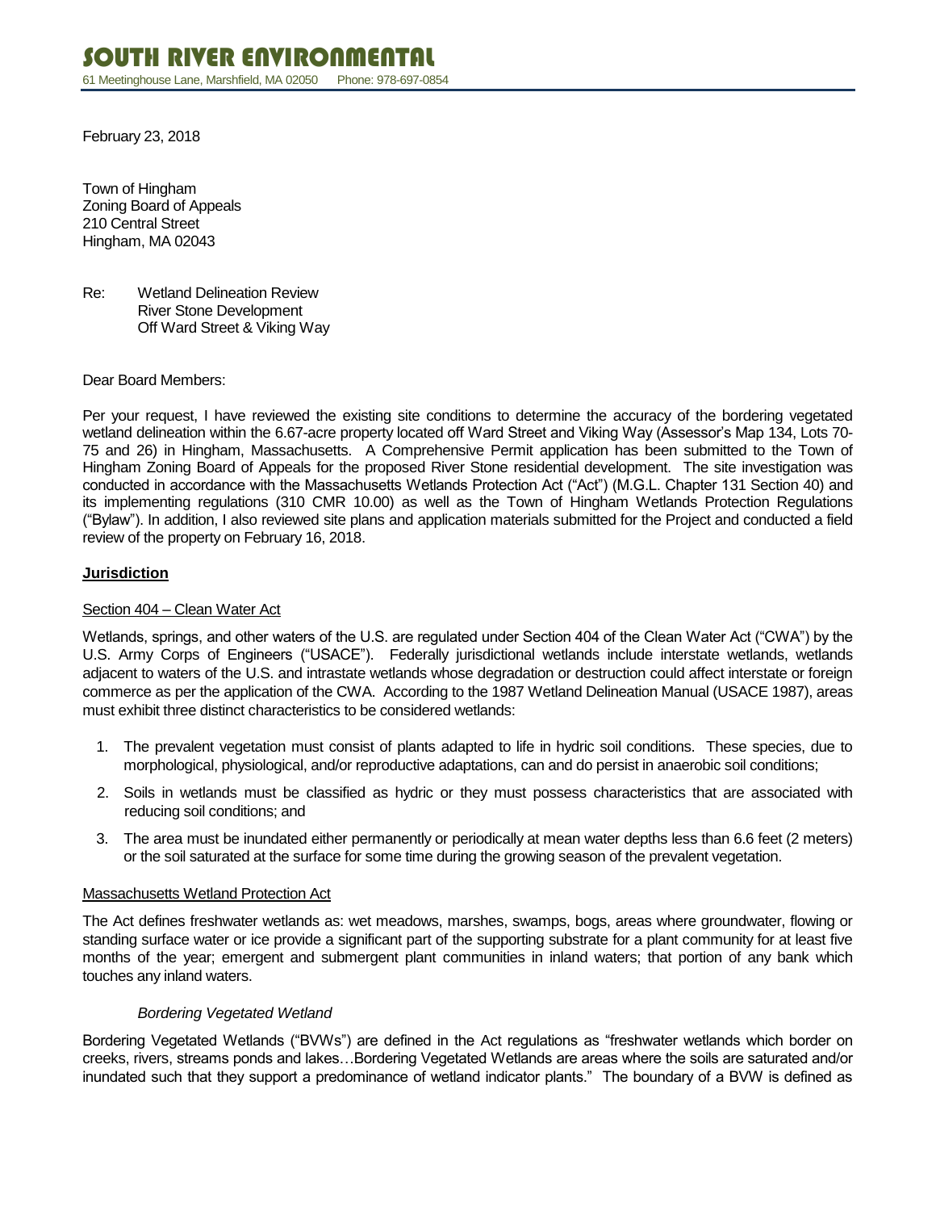# SOUTH RIVER ENVIRONMENTAL

61 Meetinghouse Lane, Marshfield, MA 02050 Phone: 978-697-0854

February 23, 2018

Town of Hingham
Zoning Board of Appeals
210 Central Street
Hingham, MA 02043

Re: Wetland Delineation Review
River Stone Development
Off Ward Street & Viking Way

Dear Board Members:

Per your request, I have reviewed the existing site conditions to determine the accuracy of the bordering vegetated wetland delineation within the 6.67-acre property located off Ward Street and Viking Way (Assessor's Map 134, Lots 70-75 and 26) in Hingham, Massachusetts. A Comprehensive Permit application has been submitted to the Town of Hingham Zoning Board of Appeals for the proposed River Stone residential development. The site investigation was conducted in accordance with the Massachusetts Wetlands Protection Act ("Act") (M.G.L. Chapter 131 Section 40) and its implementing regulations (310 CMR 10.00) as well as the Town of Hingham Wetlands Protection Regulations ("Bylaw"). In addition, I also reviewed site plans and application materials submitted for the Project and conducted a field review of the property on February 16, 2018.

## Jurisdiction

### Section 404 – Clean Water Act

Wetlands, springs, and other waters of the U.S. are regulated under Section 404 of the Clean Water Act ("CWA") by the U.S. Army Corps of Engineers ("USACE"). Federally jurisdictional wetlands include interstate wetlands, wetlands adjacent to waters of the U.S. and intrastate wetlands whose degradation or destruction could affect interstate or foreign commerce as per the application of the CWA. According to the 1987 Wetland Delineation Manual (USACE 1987), areas must exhibit three distinct characteristics to be considered wetlands:

1. The prevalent vegetation must consist of plants adapted to life in hydric soil conditions. These species, due to morphological, physiological, and/or reproductive adaptations, can and do persist in anaerobic soil conditions;
2. Soils in wetlands must be classified as hydric or they must possess characteristics that are associated with reducing soil conditions; and
3. The area must be inundated either permanently or periodically at mean water depths less than 6.6 feet (2 meters) or the soil saturated at the surface for some time during the growing season of the prevalent vegetation.

### Massachusetts Wetland Protection Act

The Act defines freshwater wetlands as: wet meadows, marshes, swamps, bogs, areas where groundwater, flowing or standing surface water or ice provide a significant part of the supporting substrate for a plant community for at least five months of the year; emergent and submergent plant communities in inland waters; that portion of any bank which touches any inland waters.

*Bordering Vegetated Wetland*

Bordering Vegetated Wetlands ("BVWs") are defined in the Act regulations as "freshwater wetlands which border on creeks, rivers, streams ponds and lakes…Bordering Vegetated Wetlands are areas where the soils are saturated and/or inundated such that they support a predominance of wetland indicator plants." The boundary of a BVW is defined as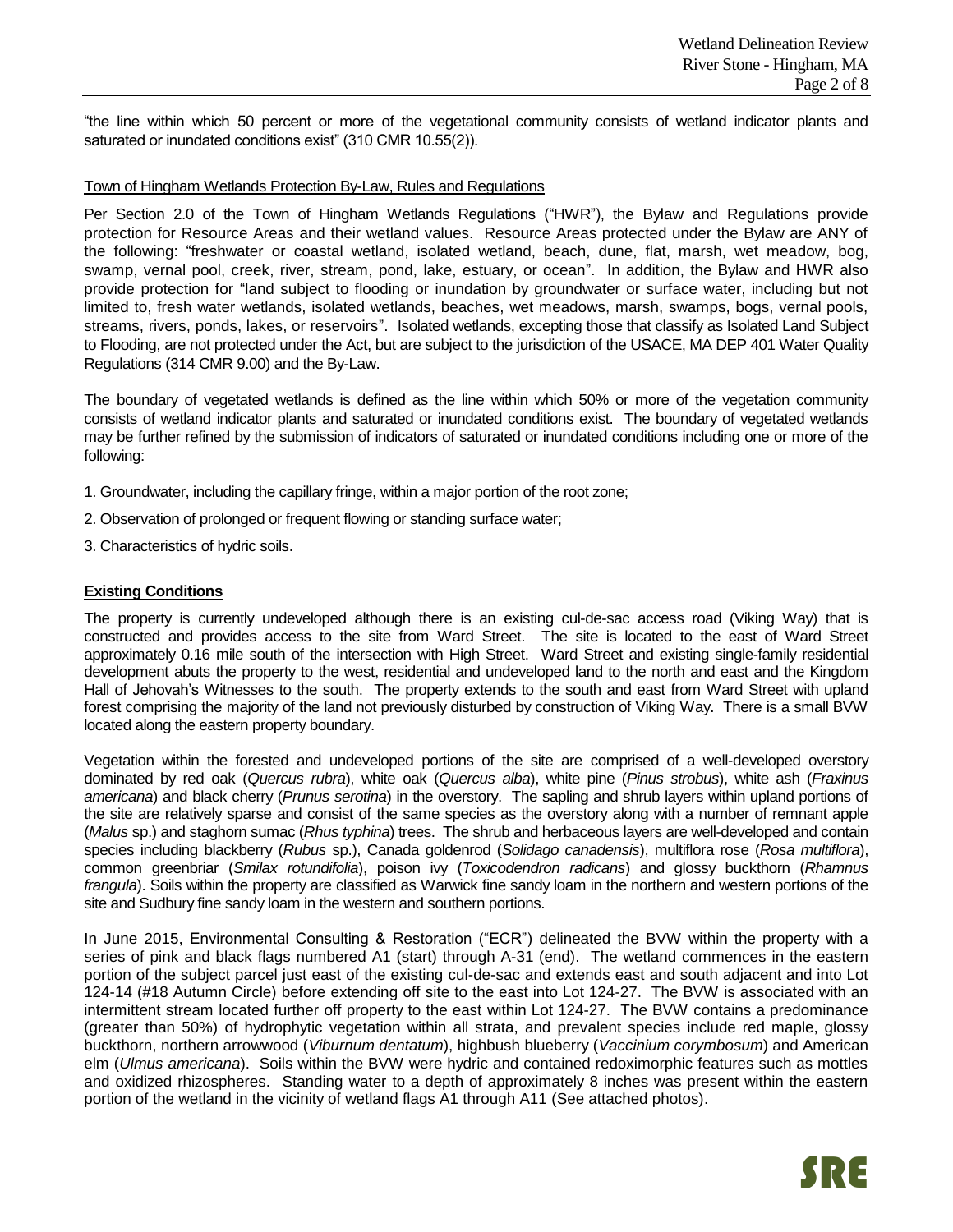"the line within which 50 percent or more of the vegetational community consists of wetland indicator plants and saturated or inundated conditions exist" (310 CMR 10.55(2)).

Town of Hingham Wetlands Protection By-Law, Rules and Regulations

Per Section 2.0 of the Town of Hingham Wetlands Regulations ("HWR"), the Bylaw and Regulations provide protection for Resource Areas and their wetland values. Resource Areas protected under the Bylaw are ANY of the following: "freshwater or coastal wetland, isolated wetland, beach, dune, flat, marsh, wet meadow, bog, swamp, vernal pool, creek, river, stream, pond, lake, estuary, or ocean". In addition, the Bylaw and HWR also provide protection for "land subject to flooding or inundation by groundwater or surface water, including but not limited to, fresh water wetlands, isolated wetlands, beaches, wet meadows, marsh, swamps, bogs, vernal pools, streams, rivers, ponds, lakes, or reservoirs". Isolated wetlands, excepting those that classify as Isolated Land Subject to Flooding, are not protected under the Act, but are subject to the jurisdiction of the USACE, MA DEP 401 Water Quality Regulations (314 CMR 9.00) and the By-Law.

The boundary of vegetated wetlands is defined as the line within which 50% or more of the vegetation community consists of wetland indicator plants and saturated or inundated conditions exist. The boundary of vegetated wetlands may be further refined by the submission of indicators of saturated or inundated conditions including one or more of the following:

1. Groundwater, including the capillary fringe, within a major portion of the root zone;

2. Observation of prolonged or frequent flowing or standing surface water;

3. Characteristics of hydric soils.

## Existing Conditions

The property is currently undeveloped although there is an existing cul-de-sac access road (Viking Way) that is constructed and provides access to the site from Ward Street. The site is located to the east of Ward Street approximately 0.16 mile south of the intersection with High Street. Ward Street and existing single-family residential development abuts the property to the west, residential and undeveloped land to the north and east and the Kingdom Hall of Jehovah's Witnesses to the south. The property extends to the south and east from Ward Street with upland forest comprising the majority of the land not previously disturbed by construction of Viking Way. There is a small BVW located along the eastern property boundary.

Vegetation within the forested and undeveloped portions of the site are comprised of a well-developed overstory dominated by red oak (*Quercus rubra*), white oak (*Quercus alba*), white pine (*Pinus strobus*), white ash (*Fraxinus americana*) and black cherry (*Prunus serotina*) in the overstory. The sapling and shrub layers within upland portions of the site are relatively sparse and consist of the same species as the overstory along with a number of remnant apple (*Malus* sp.) and staghorn sumac (*Rhus typhina*) trees. The shrub and herbaceous layers are well-developed and contain species including blackberry (*Rubus* sp.), Canada goldenrod (*Solidago canadensis*), multiflora rose (*Rosa multiflora*), common greenbriar (*Smilax rotundifolia*), poison ivy (*Toxicodendron radicans*) and glossy buckthorn (*Rhamnus frangula*). Soils within the property are classified as Warwick fine sandy loam in the northern and western portions of the site and Sudbury fine sandy loam in the western and southern portions.

In June 2015, Environmental Consulting & Restoration ("ECR") delineated the BVW within the property with a series of pink and black flags numbered A1 (start) through A-31 (end). The wetland commences in the eastern portion of the subject parcel just east of the existing cul-de-sac and extends east and south adjacent and into Lot 124-14 (#18 Autumn Circle) before extending off site to the east into Lot 124-27. The BVW is associated with an intermittent stream located further off property to the east within Lot 124-27. The BVW contains a predominance (greater than 50%) of hydrophytic vegetation within all strata, and prevalent species include red maple, glossy buckthorn, northern arrowwood (*Viburnum dentatum*), highbush blueberry (*Vaccinium corymbosum*) and American elm (*Ulmus americana*). Soils within the BVW were hydric and contained redoximorphic features such as mottles and oxidized rhizospheres. Standing water to a depth of approximately 8 inches was present within the eastern portion of the wetland in the vicinity of wetland flags A1 through A11 (See attached photos).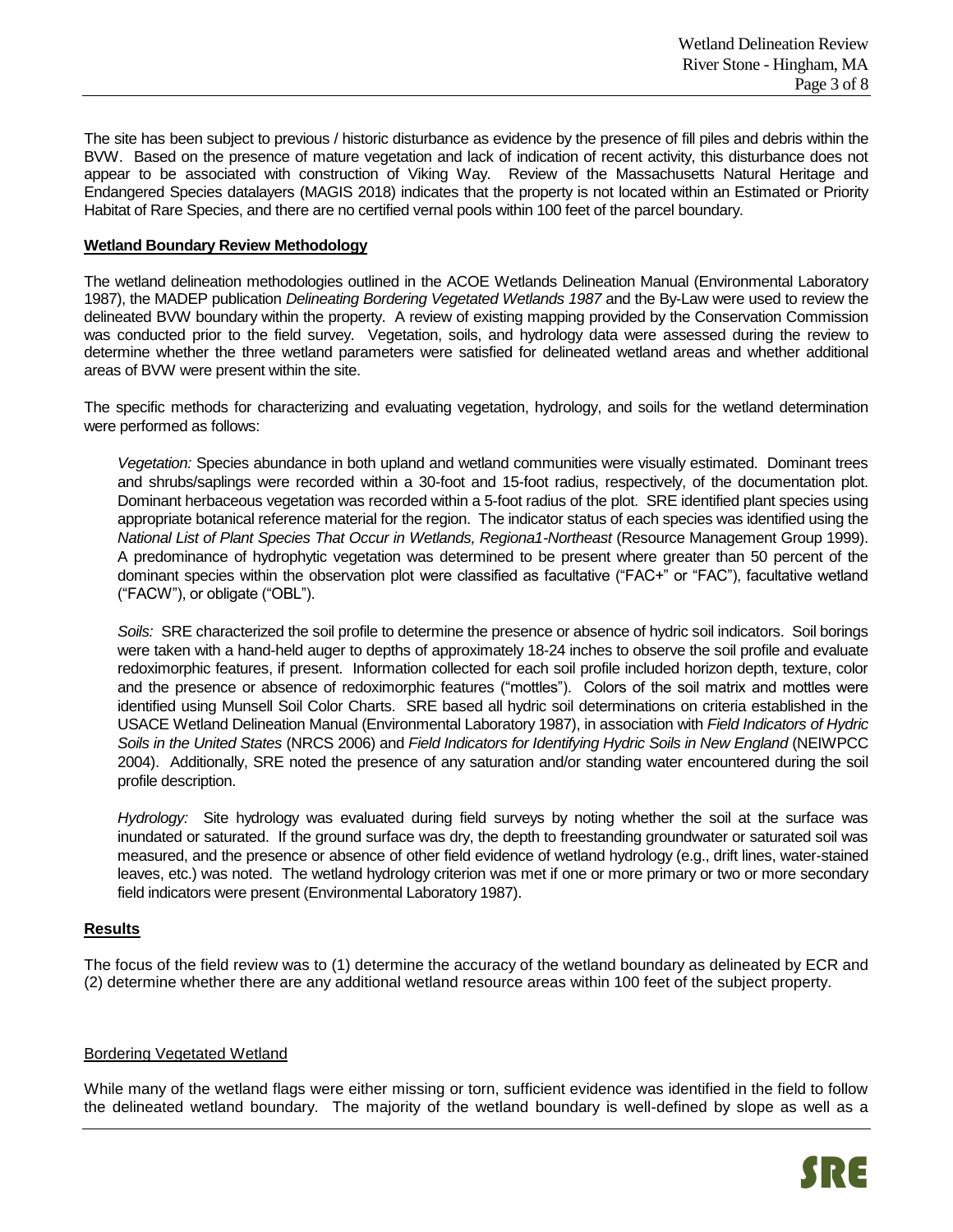The site has been subject to previous / historic disturbance as evidence by the presence of fill piles and debris within the BVW. Based on the presence of mature vegetation and lack of indication of recent activity, this disturbance does not appear to be associated with construction of Viking Way. Review of the Massachusetts Natural Heritage and Endangered Species datalayers (MAGIS 2018) indicates that the property is not located within an Estimated or Priority Habitat of Rare Species, and there are no certified vernal pools within 100 feet of the parcel boundary.

**Wetland Boundary Review Methodology**

The wetland delineation methodologies outlined in the ACOE Wetlands Delineation Manual (Environmental Laboratory 1987), the MADEP publication *Delineating Bordering Vegetated Wetlands 1987* and the By-Law were used to review the delineated BVW boundary within the property. A review of existing mapping provided by the Conservation Commission was conducted prior to the field survey. Vegetation, soils, and hydrology data were assessed during the review to determine whether the three wetland parameters were satisfied for delineated wetland areas and whether additional areas of BVW were present within the site.

The specific methods for characterizing and evaluating vegetation, hydrology, and soils for the wetland determination were performed as follows:

> *Vegetation:* Species abundance in both upland and wetland communities were visually estimated. Dominant trees and shrubs/saplings were recorded within a 30-foot and 15-foot radius, respectively, of the documentation plot. Dominant herbaceous vegetation was recorded within a 5-foot radius of the plot. SRE identified plant species using appropriate botanical reference material for the region. The indicator status of each species was identified using the *National List of Plant Species That Occur in Wetlands, Regiona1-Northeast* (Resource Management Group 1999). A predominance of hydrophytic vegetation was determined to be present where greater than 50 percent of the dominant species within the observation plot were classified as facultative ("FAC+" or "FAC"), facultative wetland ("FACW"), or obligate ("OBL").
>
> *Soils:* SRE characterized the soil profile to determine the presence or absence of hydric soil indicators. Soil borings were taken with a hand-held auger to depths of approximately 18-24 inches to observe the soil profile and evaluate redoximorphic features, if present. Information collected for each soil profile included horizon depth, texture, color and the presence or absence of redoximorphic features ("mottles"). Colors of the soil matrix and mottles were identified using Munsell Soil Color Charts. SRE based all hydric soil determinations on criteria established in the USACE Wetland Delineation Manual (Environmental Laboratory 1987), in association with *Field Indicators of Hydric Soils in the United States* (NRCS 2006) and *Field Indicators for Identifying Hydric Soils in New England* (NEIWPCC 2004). Additionally, SRE noted the presence of any saturation and/or standing water encountered during the soil profile description.
>
> *Hydrology:* Site hydrology was evaluated during field surveys by noting whether the soil at the surface was inundated or saturated. If the ground surface was dry, the depth to freestanding groundwater or saturated soil was measured, and the presence or absence of other field evidence of wetland hydrology (e.g., drift lines, water-stained leaves, etc.) was noted. The wetland hydrology criterion was met if one or more primary or two or more secondary field indicators were present (Environmental Laboratory 1987).

**Results**

The focus of the field review was to (1) determine the accuracy of the wetland boundary as delineated by ECR and (2) determine whether there are any additional wetland resource areas within 100 feet of the subject property.

Bordering Vegetated Wetland

While many of the wetland flags were either missing or torn, sufficient evidence was identified in the field to follow the delineated wetland boundary. The majority of the wetland boundary is well-defined by slope as well as a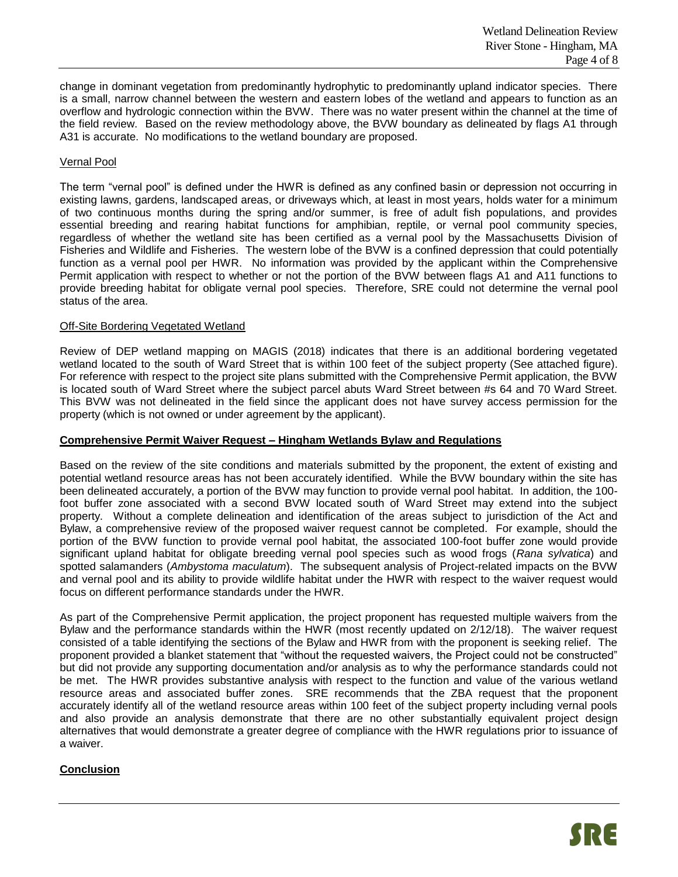change in dominant vegetation from predominantly hydrophytic to predominantly upland indicator species. There is a small, narrow channel between the western and eastern lobes of the wetland and appears to function as an overflow and hydrologic connection within the BVW. There was no water present within the channel at the time of the field review. Based on the review methodology above, the BVW boundary as delineated by flags A1 through A31 is accurate. No modifications to the wetland boundary are proposed.

Vernal Pool

The term "vernal pool" is defined under the HWR is defined as any confined basin or depression not occurring in existing lawns, gardens, landscaped areas, or driveways which, at least in most years, holds water for a minimum of two continuous months during the spring and/or summer, is free of adult fish populations, and provides essential breeding and rearing habitat functions for amphibian, reptile, or vernal pool community species, regardless of whether the wetland site has been certified as a vernal pool by the Massachusetts Division of Fisheries and Wildlife and Fisheries. The western lobe of the BVW is a confined depression that could potentially function as a vernal pool per HWR. No information was provided by the applicant within the Comprehensive Permit application with respect to whether or not the portion of the BVW between flags A1 and A11 functions to provide breeding habitat for obligate vernal pool species. Therefore, SRE could not determine the vernal pool status of the area.

Off-Site Bordering Vegetated Wetland

Review of DEP wetland mapping on MAGIS (2018) indicates that there is an additional bordering vegetated wetland located to the south of Ward Street that is within 100 feet of the subject property (See attached figure). For reference with respect to the project site plans submitted with the Comprehensive Permit application, the BVW is located south of Ward Street where the subject parcel abuts Ward Street between #s 64 and 70 Ward Street. This BVW was not delineated in the field since the applicant does not have survey access permission for the property (which is not owned or under agreement by the applicant).

**Comprehensive Permit Waiver Request – Hingham Wetlands Bylaw and Regulations**

Based on the review of the site conditions and materials submitted by the proponent, the extent of existing and potential wetland resource areas has not been accurately identified. While the BVW boundary within the site has been delineated accurately, a portion of the BVW may function to provide vernal pool habitat. In addition, the 100-foot buffer zone associated with a second BVW located south of Ward Street may extend into the subject property. Without a complete delineation and identification of the areas subject to jurisdiction of the Act and Bylaw, a comprehensive review of the proposed waiver request cannot be completed. For example, should the portion of the BVW function to provide vernal pool habitat, the associated 100-foot buffer zone would provide significant upland habitat for obligate breeding vernal pool species such as wood frogs (*Rana sylvatica*) and spotted salamanders (*Ambystoma maculatum*). The subsequent analysis of Project-related impacts on the BVW and vernal pool and its ability to provide wildlife habitat under the HWR with respect to the waiver request would focus on different performance standards under the HWR.

As part of the Comprehensive Permit application, the project proponent has requested multiple waivers from the Bylaw and the performance standards within the HWR (most recently updated on 2/12/18). The waiver request consisted of a table identifying the sections of the Bylaw and HWR from with the proponent is seeking relief. The proponent provided a blanket statement that "without the requested waivers, the Project could not be constructed" but did not provide any supporting documentation and/or analysis as to why the performance standards could not be met. The HWR provides substantive analysis with respect to the function and value of the various wetland resource areas and associated buffer zones. SRE recommends that the ZBA request that the proponent accurately identify all of the wetland resource areas within 100 feet of the subject property including vernal pools and also provide an analysis demonstrate that there are no other substantially equivalent project design alternatives that would demonstrate a greater degree of compliance with the HWR regulations prior to issuance of a waiver.

**Conclusion**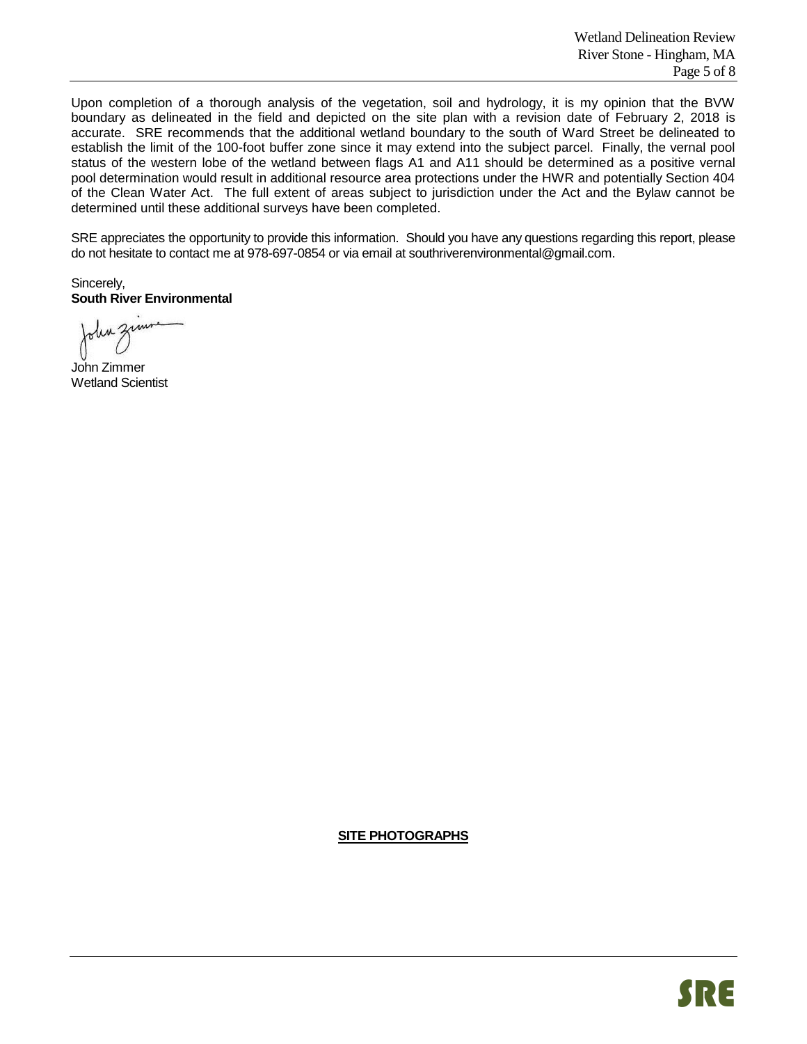Upon completion of a thorough analysis of the vegetation, soil and hydrology, it is my opinion that the BVW boundary as delineated in the field and depicted on the site plan with a revision date of February 2, 2018 is accurate. SRE recommends that the additional wetland boundary to the south of Ward Street be delineated to establish the limit of the 100-foot buffer zone since it may extend into the subject parcel. Finally, the vernal pool status of the western lobe of the wetland between flags A1 and A11 should be determined as a positive vernal pool determination would result in additional resource area protections under the HWR and potentially Section 404 of the Clean Water Act. The full extent of areas subject to jurisdiction under the Act and the Bylaw cannot be determined until these additional surveys have been completed.

SRE appreciates the opportunity to provide this information. Should you have any questions regarding this report, please do not hesitate to contact me at 978-697-0854 or via email at southriverenvironmental@gmail.com.

Sincerely,
**South River Environmental**

John Zimmer
Wetland Scientist

**SITE PHOTOGRAPHS**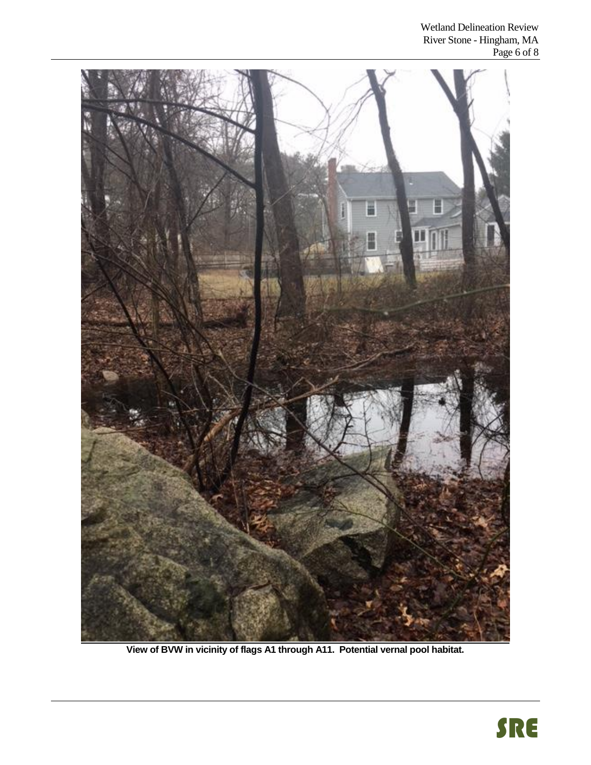**View of BVW in vicinity of flags A1 through A11. Potential vernal pool habitat.**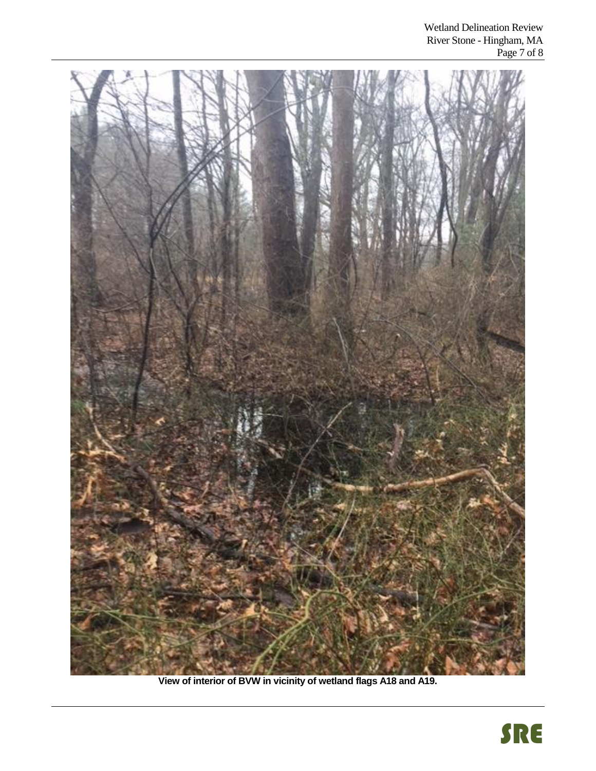**View of interior of BVW in vicinity of wetland flags A18 and A19.**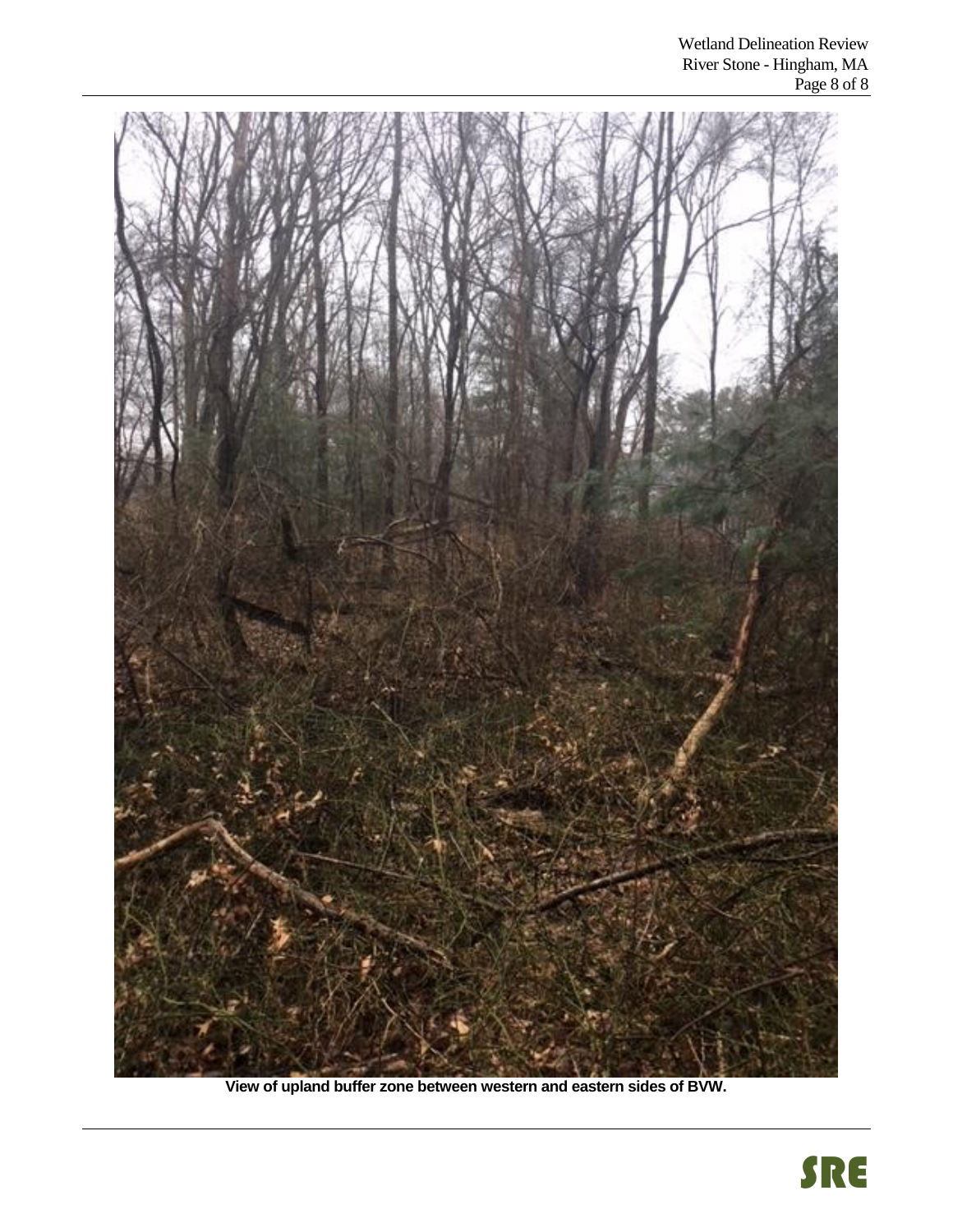View of upland buffer zone between western and eastern sides of BVW.